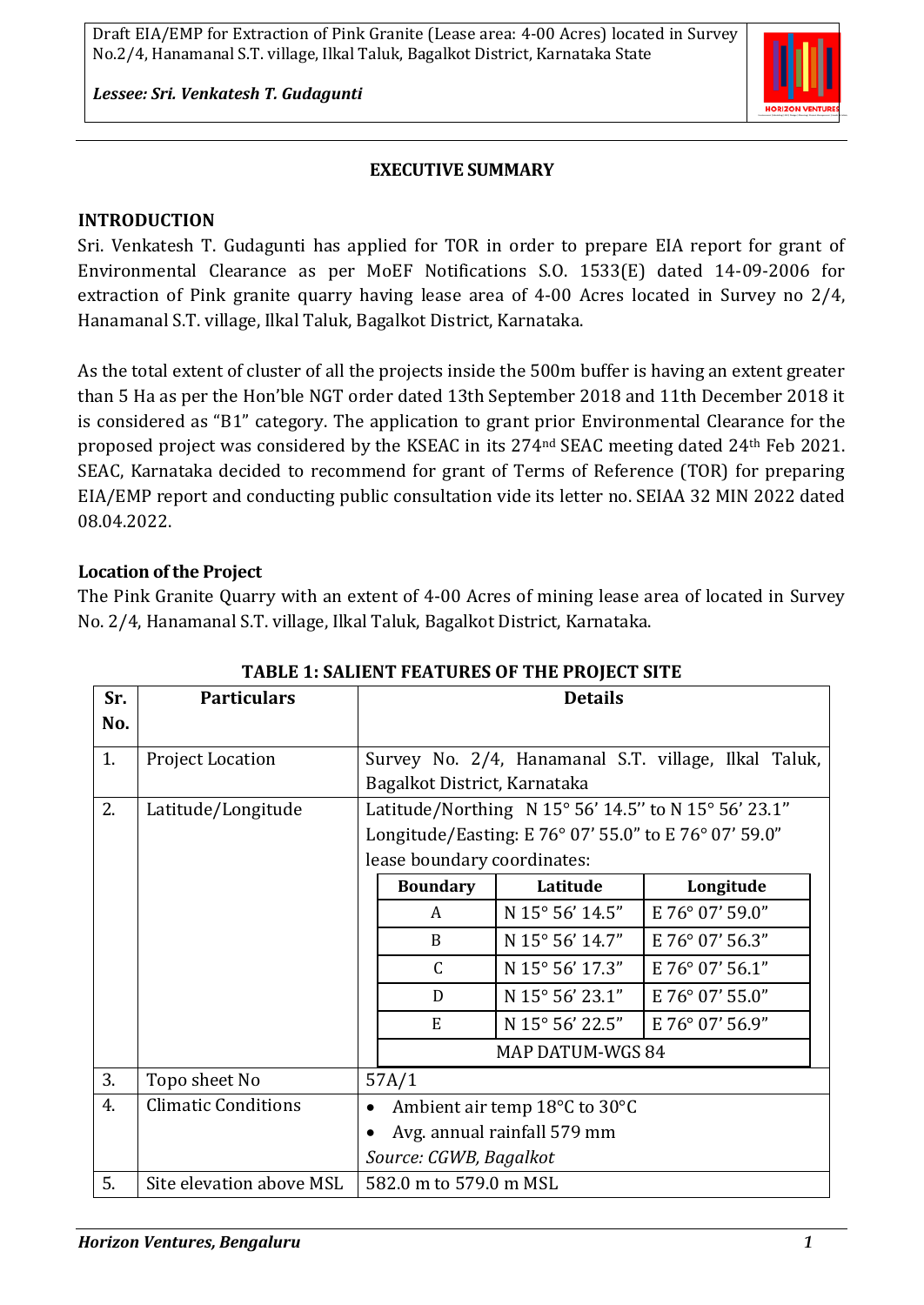## EXECUTIVE SUMMARY

### INTRODUCTION

Sri. Venkatesh T. Gudagunti has applied for TOR in order to prepare EIA report for grant of Environmental Clearance as per MoEF Notifications S.O. 1533(E) dated 14-09-2006 for extraction of Pink granite quarry having lease area of 4-00 Acres located in Survey no 2/4, Hanamanal S.T. village, Ilkal Taluk, Bagalkot District, Karnataka.

As the total extent of cluster of all the projects inside the 500m buffer is having an extent greater than 5 Ha as per the Hon'ble NGT order dated 13th September 2018 and 11th December 2018 it is considered as "B1" category. The application to grant prior Environmental Clearance for the proposed project was considered by the KSEAC in its 274th SEAC meeting dated 24th Feb 2021. SEAC, Karnataka decided to recommend for grant of Terms of Reference (TOR) for preparing EIA/EMP report and conducting public consultation vide its letter no. SEIAA 32 MIN 2022 dated 08.04.2022.

### Location of the Project

The Pink Granite Quarry with an extent of 4-00 Acres of mining lease area of located in Survey No. 2/4, Hanamanal S.T. village, Ilkal Taluk, Bagalkot District, Karnataka.

**TABLE 1: SALIENT FEATURES OF THE PROJECT SITE**

| Sr. No. | Particulars | Details |
|---|---|---|
| 1. | Project Location | Survey No. 2/4, Hanamanal S.T. village, Ilkal Taluk, Bagalkot District, Karnataka |
| 2. | Latitude/Longitude | Latitude/Northing N 15° 56' 14.5'' to N 15° 56' 23.1"<br>Longitude/Easting: E 76° 07' 55.0" to E 76° 07' 59.0"<br>lease boundary coordinates:<br>A: N 15° 56' 14.5" / E 76° 07' 59.0"<br>B: N 15° 56' 14.7" / E 76° 07' 56.3"<br>C: N 15° 56' 17.3" / E 76° 07' 56.1"<br>D: N 15° 56' 23.1" / E 76° 07' 55.0"<br>E: N 15° 56' 22.5" / E 76° 07' 56.9"<br>MAP DATUM-WGS 84 |
| 3. | Topo sheet No | 57A/1 |
| 4. | Climatic Conditions | • Ambient air temp 18°C to 30°C<br>• Avg. annual rainfall 579 mm<br>*Source: CGWB, Bagalkot* |
| 5. | Site elevation above MSL | 582.0 m to 579.0 m MSL |

Lease boundary coordinates:

| Boundary | Latitude | Longitude |
|---|---|---|
| A | N 15° 56' 14.5" | E 76° 07' 59.0" |
| B | N 15° 56' 14.7" | E 76° 07' 56.3" |
| C | N 15° 56' 17.3" | E 76° 07' 56.1" |
| D | N 15° 56' 23.1" | E 76° 07' 55.0" |
| E | N 15° 56' 22.5" | E 76° 07' 56.9" |
| MAP DATUM-WGS 84 | | |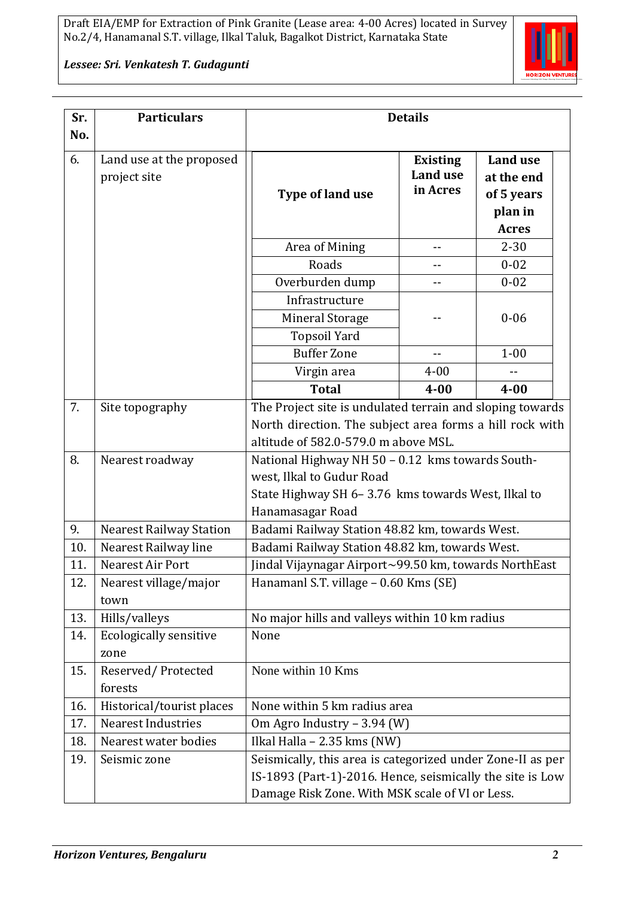| Sr. No. | Particulars | Details |
|---|---|---|
| 6. | Land use at the proposed project site | (see land use table below) |
| 7. | Site topography | The Project site is undulated terrain and sloping towards North direction. The subject area forms a hill rock with altitude of 582.0-579.0 m above MSL. |
| 8. | Nearest roadway | National Highway NH 50 – 0.12 kms towards South-west, Ilkal to Gudur Road<br>State Highway SH 6– 3.76 kms towards West, Ilkal to Hanamasagar Road |
| 9. | Nearest Railway Station | Badami Railway Station 48.82 km, towards West. |
| 10. | Nearest Railway line | Badami Railway Station 48.82 km, towards West. |
| 11. | Nearest Air Port | Jindal Vijaynagar Airport~99.50 km, towards NorthEast |
| 12. | Nearest village/major town | Hanamanl S.T. village – 0.60 Kms (SE) |
| 13. | Hills/valleys | No major hills and valleys within 10 km radius |
| 14. | Ecologically sensitive zone | None |
| 15. | Reserved/ Protected forests | None within 10 Kms |
| 16. | Historical/tourist places | None within 5 km radius area |
| 17. | Nearest Industries | Om Agro Industry – 3.94 (W) |
| 18. | Nearest water bodies | Ilkal Halla – 2.35 kms (NW) |
| 19. | Seismic zone | Seismically, this area is categorized under Zone-II as per IS-1893 (Part-1)-2016. Hence, seismically the site is Low Damage Risk Zone. With MSK scale of VI or Less. |

Land use at the proposed project site (Sr. No. 6):

| Type of land use | Existing Land use in Acres | Land use at the end of 5 years plan in Acres |
|---|---|---|
| Area of Mining | -- | 2-30 |
| Roads | -- | 0-02 |
| Overburden dump | -- | 0-02 |
| Infrastructure, Mineral Storage, Topsoil Yard | -- | 0-06 |
| Buffer Zone | -- | 1-00 |
| Virgin area | 4-00 | -- |
| **Total** | **4-00** | **4-00** |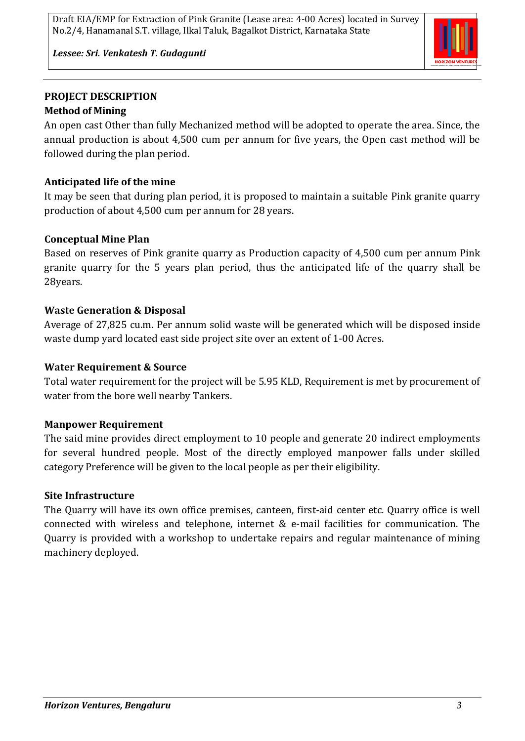## PROJECT DESCRIPTION

### Method of Mining

An open cast Other than fully Mechanized method will be adopted to operate the area. Since, the annual production is about 4,500 cum per annum for five years, the Open cast method will be followed during the plan period.

### Anticipated life of the mine

It may be seen that during plan period, it is proposed to maintain a suitable Pink granite quarry production of about 4,500 cum per annum for 28 years.

### Conceptual Mine Plan

Based on reserves of Pink granite quarry as Production capacity of 4,500 cum per annum Pink granite quarry for the 5 years plan period, thus the anticipated life of the quarry shall be 28years.

### Waste Generation & Disposal

Average of 27,825 cu.m. Per annum solid waste will be generated which will be disposed inside waste dump yard located east side project site over an extent of 1-00 Acres.

### Water Requirement & Source

Total water requirement for the project will be 5.95 KLD, Requirement is met by procurement of water from the bore well nearby Tankers.

### Manpower Requirement

The said mine provides direct employment to 10 people and generate 20 indirect employments for several hundred people. Most of the directly employed manpower falls under skilled category Preference will be given to the local people as per their eligibility.

### Site Infrastructure

The Quarry will have its own office premises, canteen, first-aid center etc. Quarry office is well connected with wireless and telephone, internet & e-mail facilities for communication. The Quarry is provided with a workshop to undertake repairs and regular maintenance of mining machinery deployed.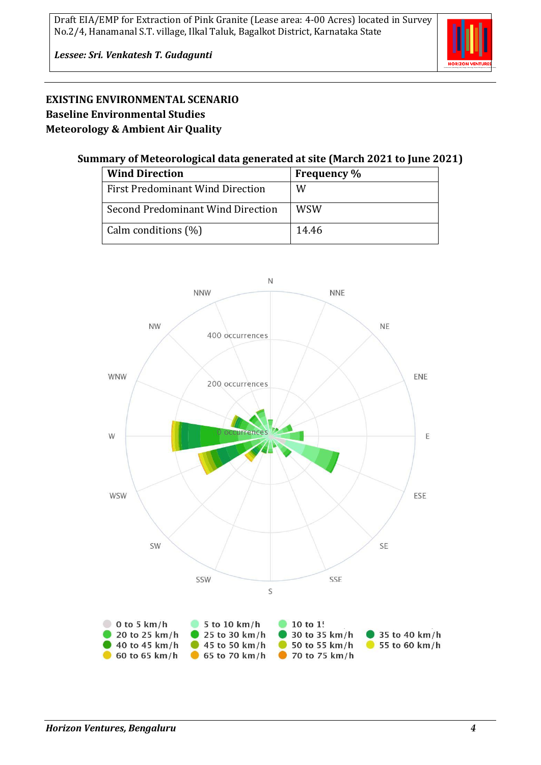**EXISTING ENVIRONMENTAL SCENARIO**
**Baseline Environmental Studies**
**Meteorology & Ambient Air Quality**

**Summary of Meteorological data generated at site (March 2021 to June 2021)**

| Wind Direction | Frequency % |
|---|---|
| First Predominant Wind Direction | W |
| Second Predominant Wind Direction | WSW |
| Calm conditions (%) | 14.46 |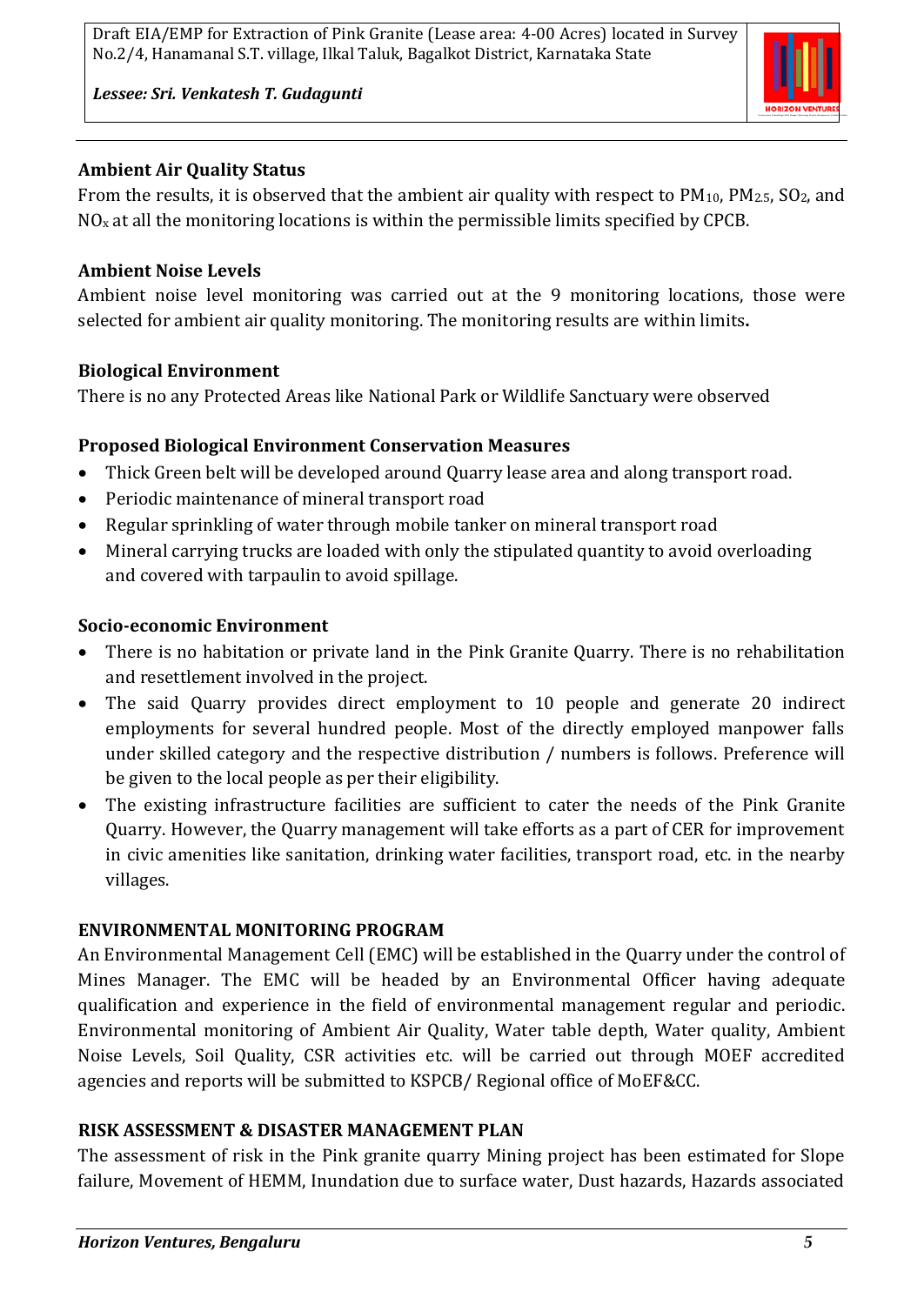**Ambient Air Quality Status**

From the results, it is observed that the ambient air quality with respect to $PM_{10}$, $PM_{2.5}$, $SO_2$, and $NO_x$ at all the monitoring locations is within the permissible limits specified by CPCB.

**Ambient Noise Levels**

Ambient noise level monitoring was carried out at the 9 monitoring locations, those were selected for ambient air quality monitoring. The monitoring results are within limits**.**

**Biological Environment**

There is no any Protected Areas like National Park or Wildlife Sanctuary were observed

**Proposed Biological Environment Conservation Measures**

- Thick Green belt will be developed around Quarry lease area and along transport road.
- Periodic maintenance of mineral transport road
- Regular sprinkling of water through mobile tanker on mineral transport road
- Mineral carrying trucks are loaded with only the stipulated quantity to avoid overloading and covered with tarpaulin to avoid spillage.

**Socio-economic Environment**

- There is no habitation or private land in the Pink Granite Quarry. There is no rehabilitation and resettlement involved in the project.
- The said Quarry provides direct employment to 10 people and generate 20 indirect employments for several hundred people. Most of the directly employed manpower falls under skilled category and the respective distribution / numbers is follows. Preference will be given to the local people as per their eligibility.
- The existing infrastructure facilities are sufficient to cater the needs of the Pink Granite Quarry. However, the Quarry management will take efforts as a part of CER for improvement in civic amenities like sanitation, drinking water facilities, transport road, etc. in the nearby villages.

**ENVIRONMENTAL MONITORING PROGRAM**

An Environmental Management Cell (EMC) will be established in the Quarry under the control of Mines Manager. The EMC will be headed by an Environmental Officer having adequate qualification and experience in the field of environmental management regular and periodic. Environmental monitoring of Ambient Air Quality, Water table depth, Water quality, Ambient Noise Levels, Soil Quality, CSR activities etc. will be carried out through MOEF accredited agencies and reports will be submitted to KSPCB/ Regional office of MoEF&CC.

**RISK ASSESSMENT & DISASTER MANAGEMENT PLAN**

The assessment of risk in the Pink granite quarry Mining project has been estimated for Slope failure, Movement of HEMM, Inundation due to surface water, Dust hazards, Hazards associated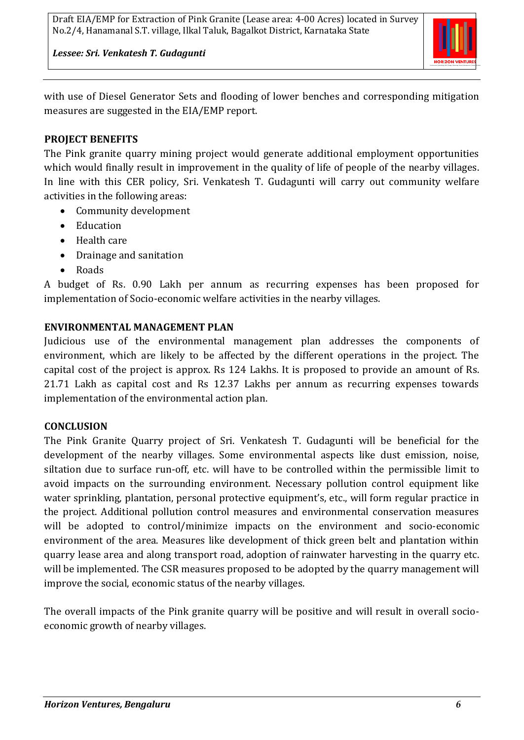with use of Diesel Generator Sets and flooding of lower benches and corresponding mitigation measures are suggested in the EIA/EMP report.

## PROJECT BENEFITS

The Pink granite quarry mining project would generate additional employment opportunities which would finally result in improvement in the quality of life of people of the nearby villages. In line with this CER policy, Sri. Venkatesh T. Gudagunti will carry out community welfare activities in the following areas:

- Community development
- Education
- Health care
- Drainage and sanitation
- Roads

A budget of Rs. 0.90 Lakh per annum as recurring expenses has been proposed for implementation of Socio-economic welfare activities in the nearby villages.

## ENVIRONMENTAL MANAGEMENT PLAN

Judicious use of the environmental management plan addresses the components of environment, which are likely to be affected by the different operations in the project. The capital cost of the project is approx. Rs 124 Lakhs. It is proposed to provide an amount of Rs. 21.71 Lakh as capital cost and Rs 12.37 Lakhs per annum as recurring expenses towards implementation of the environmental action plan.

## CONCLUSION

The Pink Granite Quarry project of Sri. Venkatesh T. Gudagunti will be beneficial for the development of the nearby villages. Some environmental aspects like dust emission, noise, siltation due to surface run-off, etc. will have to be controlled within the permissible limit to avoid impacts on the surrounding environment. Necessary pollution control equipment like water sprinkling, plantation, personal protective equipment's, etc., will form regular practice in the project. Additional pollution control measures and environmental conservation measures will be adopted to control/minimize impacts on the environment and socio-economic environment of the area. Measures like development of thick green belt and plantation within quarry lease area and along transport road, adoption of rainwater harvesting in the quarry etc. will be implemented. The CSR measures proposed to be adopted by the quarry management will improve the social, economic status of the nearby villages.

The overall impacts of the Pink granite quarry will be positive and will result in overall socio-economic growth of nearby villages.